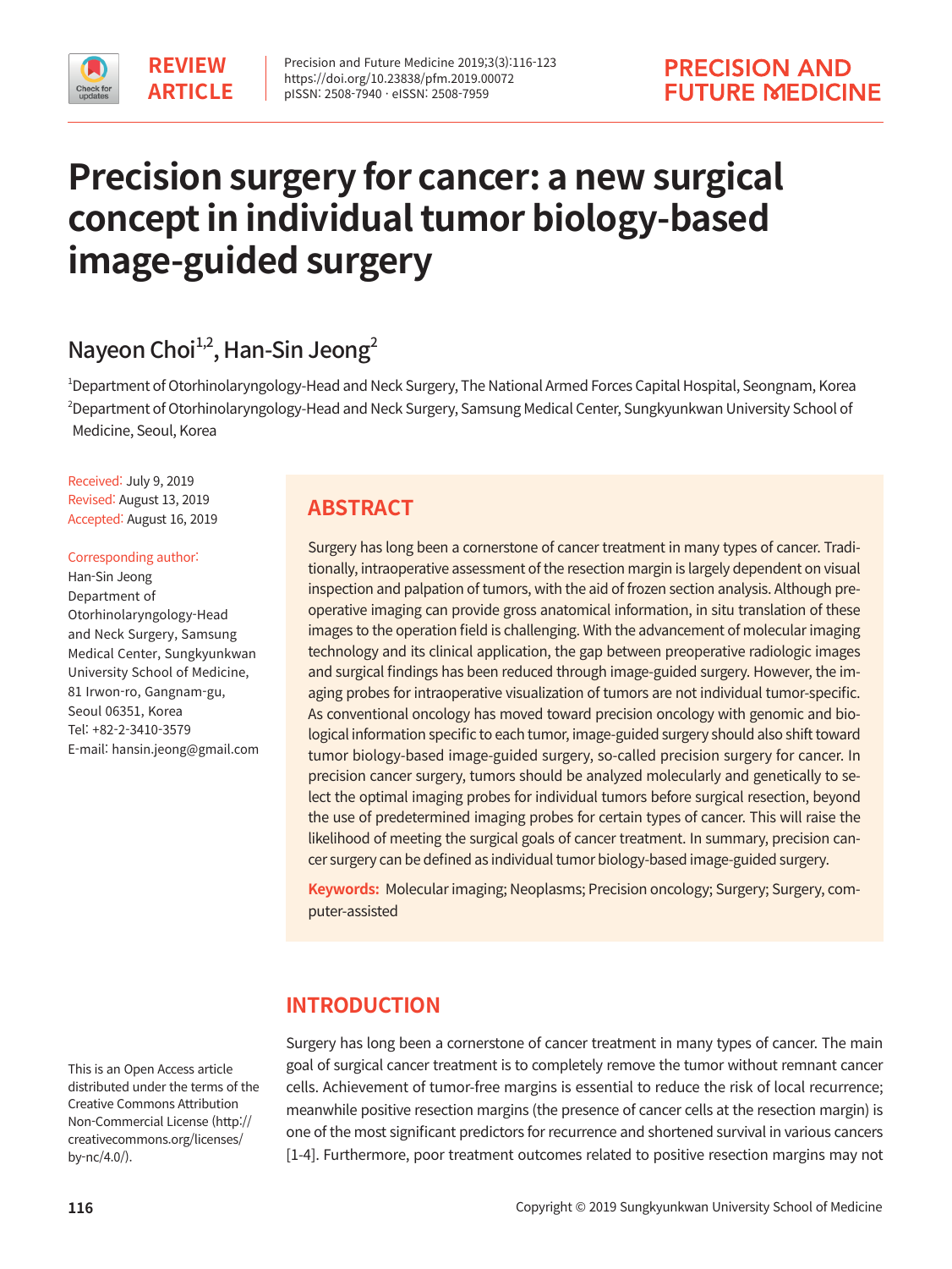REVIEW ARTICLE

https://doi.org/10.23838/pfm.2019.00072
pISSN: 2508-7940 · eISSN: 2508-7959

# Precision surgery for cancer: a new surgical concept in individual tumor biology-based image-guided surgery

Nayeon Choi[1,2], Han-Sin Jeong[2]

[1]Department of Otorhinolaryngology-Head and Neck Surgery, The National Armed Forces Capital Hospital, Seongnam, Korea
[2]Department of Otorhinolaryngology-Head and Neck Surgery, Samsung Medical Center, Sungkyunkwan University School of Medicine, Seoul, Korea

Received: July 9, 2019
Revised: August 13, 2019
Accepted: August 16, 2019

Corresponding author:
Han-Sin Jeong
Department of Otorhinolaryngology-Head and Neck Surgery, Samsung Medical Center, Sungkyunkwan University School of Medicine, 81 Irwon-ro, Gangnam-gu, Seoul 06351, Korea
Tel: +82-2-3410-3579
E-mail: hansin.jeong@gmail.com

## ABSTRACT

Surgery has long been a cornerstone of cancer treatment in many types of cancer. Traditionally, intraoperative assessment of the resection margin is largely dependent on visual inspection and palpation of tumors, with the aid of frozen section analysis. Although preoperative imaging can provide gross anatomical information, in situ translation of these images to the operation field is challenging. With the advancement of molecular imaging technology and its clinical application, the gap between preoperative radiologic images and surgical findings has been reduced through image-guided surgery. However, the imaging probes for intraoperative visualization of tumors are not individual tumor-specific. As conventional oncology has moved toward precision oncology with genomic and biological information specific to each tumor, image-guided surgery should also shift toward tumor biology-based image-guided surgery, so-called precision surgery for cancer. In precision cancer surgery, tumors should be analyzed molecularly and genetically to select the optimal imaging probes for individual tumors before surgical resection, beyond the use of predetermined imaging probes for certain types of cancer. This will raise the likelihood of meeting the surgical goals of cancer treatment. In summary, precision cancer surgery can be defined as individual tumor biology-based image-guided surgery.

**Keywords:** Molecular imaging; Neoplasms; Precision oncology; Surgery; Surgery, computer-assisted

## INTRODUCTION

Surgery has long been a cornerstone of cancer treatment in many types of cancer. The main goal of surgical cancer treatment is to completely remove the tumor without remnant cancer cells. Achievement of tumor-free margins is essential to reduce the risk of local recurrence; meanwhile positive resection margins (the presence of cancer cells at the resection margin) is one of the most significant predictors for recurrence and shortened survival in various cancers [1-4]. Furthermore, poor treatment outcomes related to positive resection margins may not

This is an Open Access article distributed under the terms of the Creative Commons Attribution Non-Commercial License (http://creativecommons.org/licenses/by-nc/4.0/).

Copyright © 2019 Sungkyunkwan University School of Medicine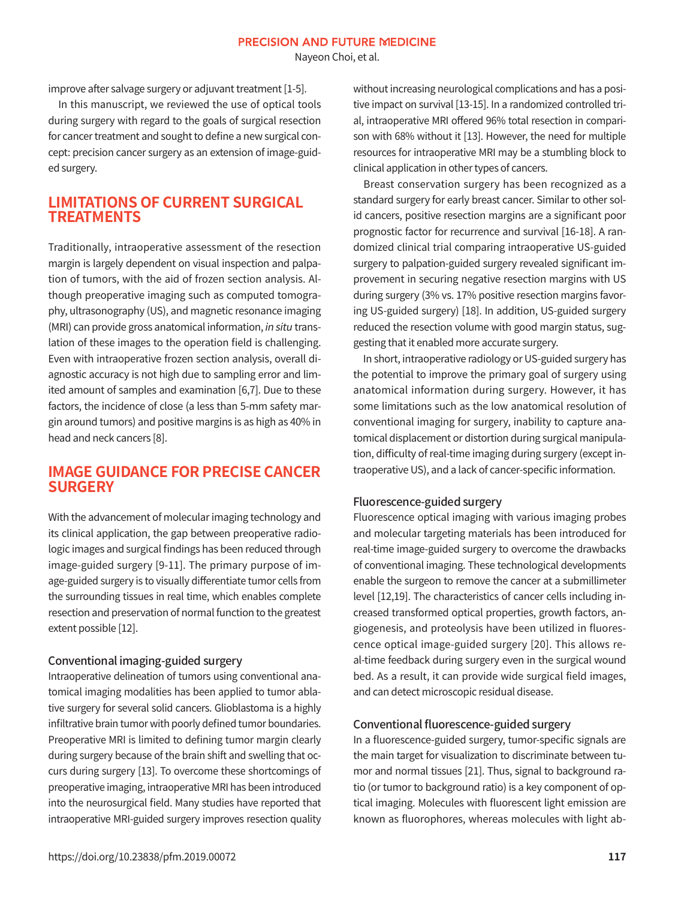improve after salvage surgery or adjuvant treatment [1-5].

In this manuscript, we reviewed the use of optical tools during surgery with regard to the goals of surgical resection for cancer treatment and sought to define a new surgical concept: precision cancer surgery as an extension of image-guided surgery.

## LIMITATIONS OF CURRENT SURGICAL TREATMENTS

Traditionally, intraoperative assessment of the resection margin is largely dependent on visual inspection and palpation of tumors, with the aid of frozen section analysis. Although preoperative imaging such as computed tomography, ultrasonography (US), and magnetic resonance imaging (MRI) can provide gross anatomical information, *in situ* translation of these images to the operation field is challenging. Even with intraoperative frozen section analysis, overall diagnostic accuracy is not high due to sampling error and limited amount of samples and examination [6,7]. Due to these factors, the incidence of close (a less than 5-mm safety margin around tumors) and positive margins is as high as 40% in head and neck cancers [8].

## IMAGE GUIDANCE FOR PRECISE CANCER SURGERY

With the advancement of molecular imaging technology and its clinical application, the gap between preoperative radiologic images and surgical findings has been reduced through image-guided surgery [9-11]. The primary purpose of image-guided surgery is to visually differentiate tumor cells from the surrounding tissues in real time, which enables complete resection and preservation of normal function to the greatest extent possible [12].

### Conventional imaging-guided surgery

Intraoperative delineation of tumors using conventional anatomical imaging modalities has been applied to tumor ablative surgery for several solid cancers. Glioblastoma is a highly infiltrative brain tumor with poorly defined tumor boundaries. Preoperative MRI is limited to defining tumor margin clearly during surgery because of the brain shift and swelling that occurs during surgery [13]. To overcome these shortcomings of preoperative imaging, intraoperative MRI has been introduced into the neurosurgical field. Many studies have reported that intraoperative MRI-guided surgery improves resection quality without increasing neurological complications and has a positive impact on survival [13-15]. In a randomized controlled trial, intraoperative MRI offered 96% total resection in comparison with 68% without it [13]. However, the need for multiple resources for intraoperative MRI may be a stumbling block to clinical application in other types of cancers.

Breast conservation surgery has been recognized as a standard surgery for early breast cancer. Similar to other solid cancers, positive resection margins are a significant poor prognostic factor for recurrence and survival [16-18]. A randomized clinical trial comparing intraoperative US-guided surgery to palpation-guided surgery revealed significant improvement in securing negative resection margins with US during surgery (3% vs. 17% positive resection margins favoring US-guided surgery) [18]. In addition, US-guided surgery reduced the resection volume with good margin status, suggesting that it enabled more accurate surgery.

In short, intraoperative radiology or US-guided surgery has the potential to improve the primary goal of surgery using anatomical information during surgery. However, it has some limitations such as the low anatomical resolution of conventional imaging for surgery, inability to capture anatomical displacement or distortion during surgical manipulation, difficulty of real-time imaging during surgery (except intraoperative US), and a lack of cancer-specific information.

### Fluorescence-guided surgery

Fluorescence optical imaging with various imaging probes and molecular targeting materials has been introduced for real-time image-guided surgery to overcome the drawbacks of conventional imaging. These technological developments enable the surgeon to remove the cancer at a submillimeter level [12,19]. The characteristics of cancer cells including increased transformed optical properties, growth factors, angiogenesis, and proteolysis have been utilized in fluorescence optical image-guided surgery [20]. This allows real-time feedback during surgery even in the surgical wound bed. As a result, it can provide wide surgical field images, and can detect microscopic residual disease.

### Conventional fluorescence-guided surgery

In a fluorescence-guided surgery, tumor-specific signals are the main target for visualization to discriminate between tumor and normal tissues [21]. Thus, signal to background ratio (or tumor to background ratio) is a key component of optical imaging. Molecules with fluorescent light emission are known as fluorophores, whereas molecules with light ab-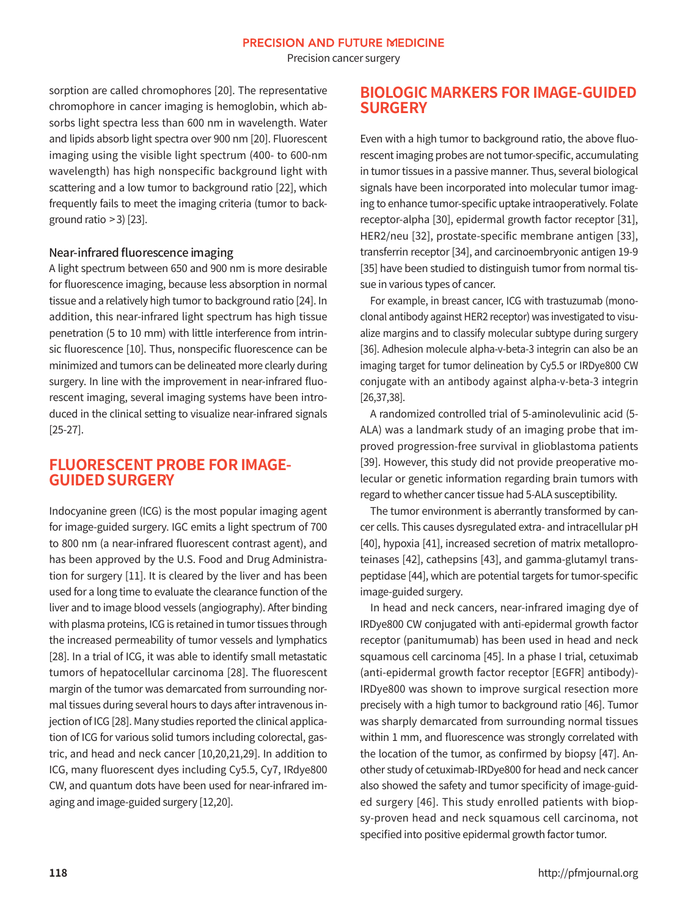sorption are called chromophores [20]. The representative chromophore in cancer imaging is hemoglobin, which absorbs light spectra less than 600 nm in wavelength. Water and lipids absorb light spectra over 900 nm [20]. Fluorescent imaging using the visible light spectrum (400- to 600-nm wavelength) has high nonspecific background light with scattering and a low tumor to background ratio [22], which frequently fails to meet the imaging criteria (tumor to background ratio >3) [23].

### Near-infrared fluorescence imaging

A light spectrum between 650 and 900 nm is more desirable for fluorescence imaging, because less absorption in normal tissue and a relatively high tumor to background ratio [24]. In addition, this near-infrared light spectrum has high tissue penetration (5 to 10 mm) with little interference from intrinsic fluorescence [10]. Thus, nonspecific fluorescence can be minimized and tumors can be delineated more clearly during surgery. In line with the improvement in near-infrared fluorescent imaging, several imaging systems have been introduced in the clinical setting to visualize near-infrared signals [25-27].

## FLUORESCENT PROBE FOR IMAGE-GUIDED SURGERY

Indocyanine green (ICG) is the most popular imaging agent for image-guided surgery. IGC emits a light spectrum of 700 to 800 nm (a near-infrared fluorescent contrast agent), and has been approved by the U.S. Food and Drug Administration for surgery [11]. It is cleared by the liver and has been used for a long time to evaluate the clearance function of the liver and to image blood vessels (angiography). After binding with plasma proteins, ICG is retained in tumor tissues through the increased permeability of tumor vessels and lymphatics [28]. In a trial of ICG, it was able to identify small metastatic tumors of hepatocellular carcinoma [28]. The fluorescent margin of the tumor was demarcated from surrounding normal tissues during several hours to days after intravenous injection of ICG [28]. Many studies reported the clinical application of ICG for various solid tumors including colorectal, gastric, and head and neck cancer [10,20,21,29]. In addition to ICG, many fluorescent dyes including Cy5.5, Cy7, IRdye800 CW, and quantum dots have been used for near-infrared imaging and image-guided surgery [12,20].

## BIOLOGIC MARKERS FOR IMAGE-GUIDED SURGERY

Even with a high tumor to background ratio, the above fluorescent imaging probes are not tumor-specific, accumulating in tumor tissues in a passive manner. Thus, several biological signals have been incorporated into molecular tumor imaging to enhance tumor-specific uptake intraoperatively. Folate receptor-alpha [30], epidermal growth factor receptor [31], HER2/neu [32], prostate-specific membrane antigen [33], transferrin receptor [34], and carcinoembryonic antigen 19-9 [35] have been studied to distinguish tumor from normal tissue in various types of cancer.

For example, in breast cancer, ICG with trastuzumab (monoclonal antibody against HER2 receptor) was investigated to visualize margins and to classify molecular subtype during surgery [36]. Adhesion molecule alpha-v-beta-3 integrin can also be an imaging target for tumor delineation by Cy5.5 or IRDye800 CW conjugate with an antibody against alpha-v-beta-3 integrin [26,37,38].

A randomized controlled trial of 5-aminolevulinic acid (5-ALA) was a landmark study of an imaging probe that improved progression-free survival in glioblastoma patients [39]. However, this study did not provide preoperative molecular or genetic information regarding brain tumors with regard to whether cancer tissue had 5-ALA susceptibility.

The tumor environment is aberrantly transformed by cancer cells. This causes dysregulated extra- and intracellular pH [40], hypoxia [41], increased secretion of matrix metalloproteinases [42], cathepsins [43], and gamma-glutamyl transpeptidase [44], which are potential targets for tumor-specific image-guided surgery.

In head and neck cancers, near-infrared imaging dye of IRDye800 CW conjugated with anti-epidermal growth factor receptor (panitumumab) has been used in head and neck squamous cell carcinoma [45]. In a phase I trial, cetuximab (anti-epidermal growth factor receptor [EGFR] antibody)-IRDye800 was shown to improve surgical resection more precisely with a high tumor to background ratio [46]. Tumor was sharply demarcated from surrounding normal tissues within 1 mm, and fluorescence was strongly correlated with the location of the tumor, as confirmed by biopsy [47]. Another study of cetuximab-IRDye800 for head and neck cancer also showed the safety and tumor specificity of image-guided surgery [46]. This study enrolled patients with biopsy-proven head and neck squamous cell carcinoma, not specified into positive epidermal growth factor tumor.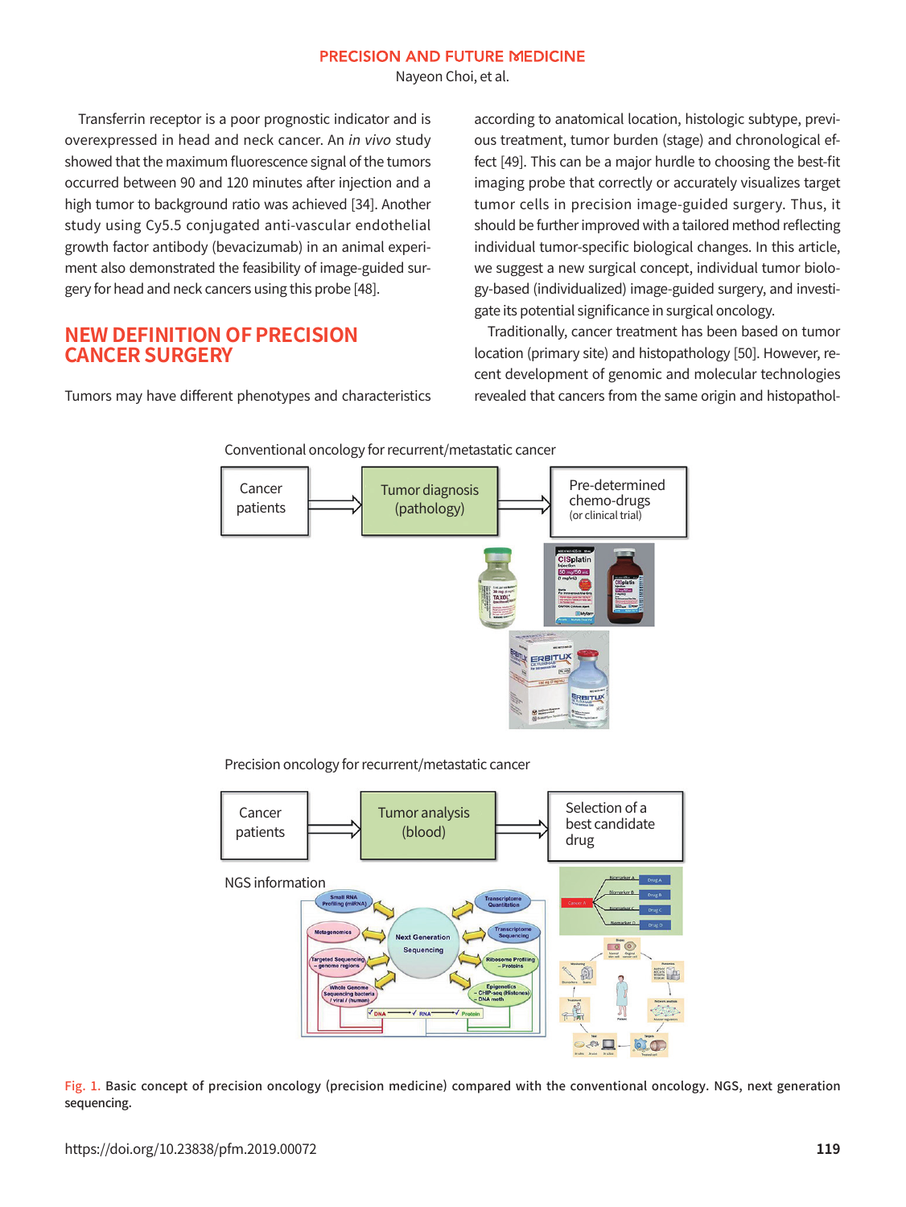Transferrin receptor is a poor prognostic indicator and is overexpressed in head and neck cancer. An *in vivo* study showed that the maximum fluorescence signal of the tumors occurred between 90 and 120 minutes after injection and a high tumor to background ratio was achieved [34]. Another study using Cy5.5 conjugated anti-vascular endothelial growth factor antibody (bevacizumab) in an animal experiment also demonstrated the feasibility of image-guided surgery for head and neck cancers using this probe [48].

## NEW DEFINITION OF PRECISION CANCER SURGERY

Tumors may have different phenotypes and characteristics according to anatomical location, histologic subtype, previous treatment, tumor burden (stage) and chronological effect [49]. This can be a major hurdle to choosing the best-fit imaging probe that correctly or accurately visualizes target tumor cells in precision image-guided surgery. Thus, it should be further improved with a tailored method reflecting individual tumor-specific biological changes. In this article, we suggest a new surgical concept, individual tumor biology-based (individualized) image-guided surgery, and investigate its potential significance in surgical oncology.

Traditionally, cancer treatment has been based on tumor location (primary site) and histopathology [50]. However, recent development of genomic and molecular technologies revealed that cancers from the same origin and histopathol-

Fig. 1. Basic concept of precision oncology (precision medicine) compared with the conventional oncology. NGS, next generation sequencing.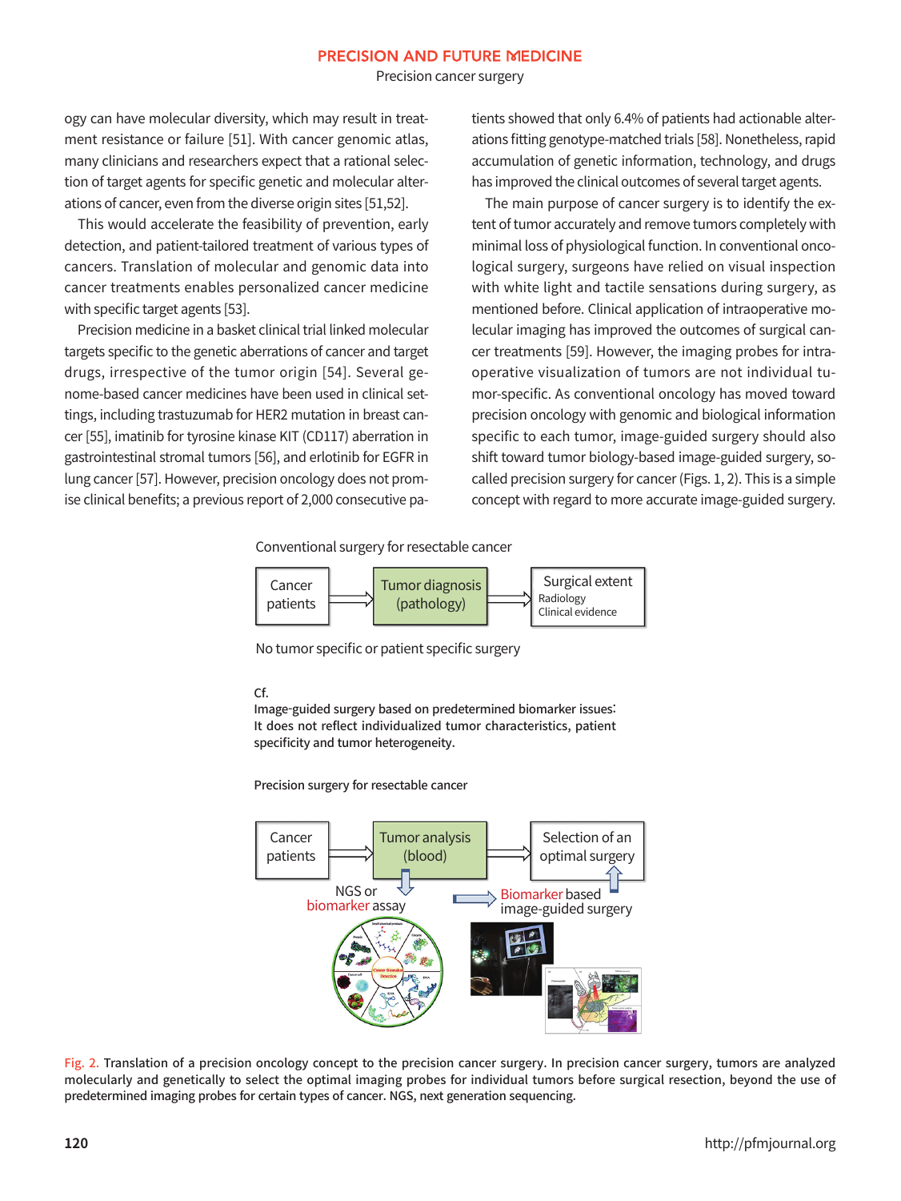ogy can have molecular diversity, which may result in treatment resistance or failure [51]. With cancer genomic atlas, many clinicians and researchers expect that a rational selection of target agents for specific genetic and molecular alterations of cancer, even from the diverse origin sites [51,52].

This would accelerate the feasibility of prevention, early detection, and patient-tailored treatment of various types of cancers. Translation of molecular and genomic data into cancer treatments enables personalized cancer medicine with specific target agents [53].

Precision medicine in a basket clinical trial linked molecular targets specific to the genetic aberrations of cancer and target drugs, irrespective of the tumor origin [54]. Several genome-based cancer medicines have been used in clinical settings, including trastuzumab for HER2 mutation in breast cancer [55], imatinib for tyrosine kinase KIT (CD117) aberration in gastrointestinal stromal tumors [56], and erlotinib for EGFR in lung cancer [57]. However, precision oncology does not promise clinical benefits; a previous report of 2,000 consecutive patients showed that only 6.4% of patients had actionable alterations fitting genotype-matched trials [58]. Nonetheless, rapid accumulation of genetic information, technology, and drugs has improved the clinical outcomes of several target agents.

The main purpose of cancer surgery is to identify the extent of tumor accurately and remove tumors completely with minimal loss of physiological function. In conventional oncological surgery, surgeons have relied on visual inspection with white light and tactile sensations during surgery, as mentioned before. Clinical application of intraoperative molecular imaging has improved the outcomes of surgical cancer treatments [59]. However, the imaging probes for intraoperative visualization of tumors are not individual tumor-specific. As conventional oncology has moved toward precision oncology with genomic and biological information specific to each tumor, image-guided surgery should also shift toward tumor biology-based image-guided surgery, so-called precision surgery for cancer (Figs. 1, 2). This is a simple concept with regard to more accurate image-guided surgery.

Conventional surgery for resectable cancer

Cancer patients → Tumor diagnosis (pathology) → Surgical extent (Radiology, Clinical evidence)

No tumor specific or patient specific surgery

Cf.
Image-guided surgery based on predetermined biomarker issues:
It does not reflect individualized tumor characteristics, patient specificity and tumor heterogeneity.

Precision surgery for resectable cancer

Cancer patients → Tumor analysis (blood) → Selection of an optimal surgery

NGS or biomarker assay → Biomarker based image-guided surgery

Fig. 2. Translation of a precision oncology concept to the precision cancer surgery. In precision cancer surgery, tumors are analyzed molecularly and genetically to select the optimal imaging probes for individual tumors before surgical resection, beyond the use of predetermined imaging probes for certain types of cancer. NGS, next generation sequencing.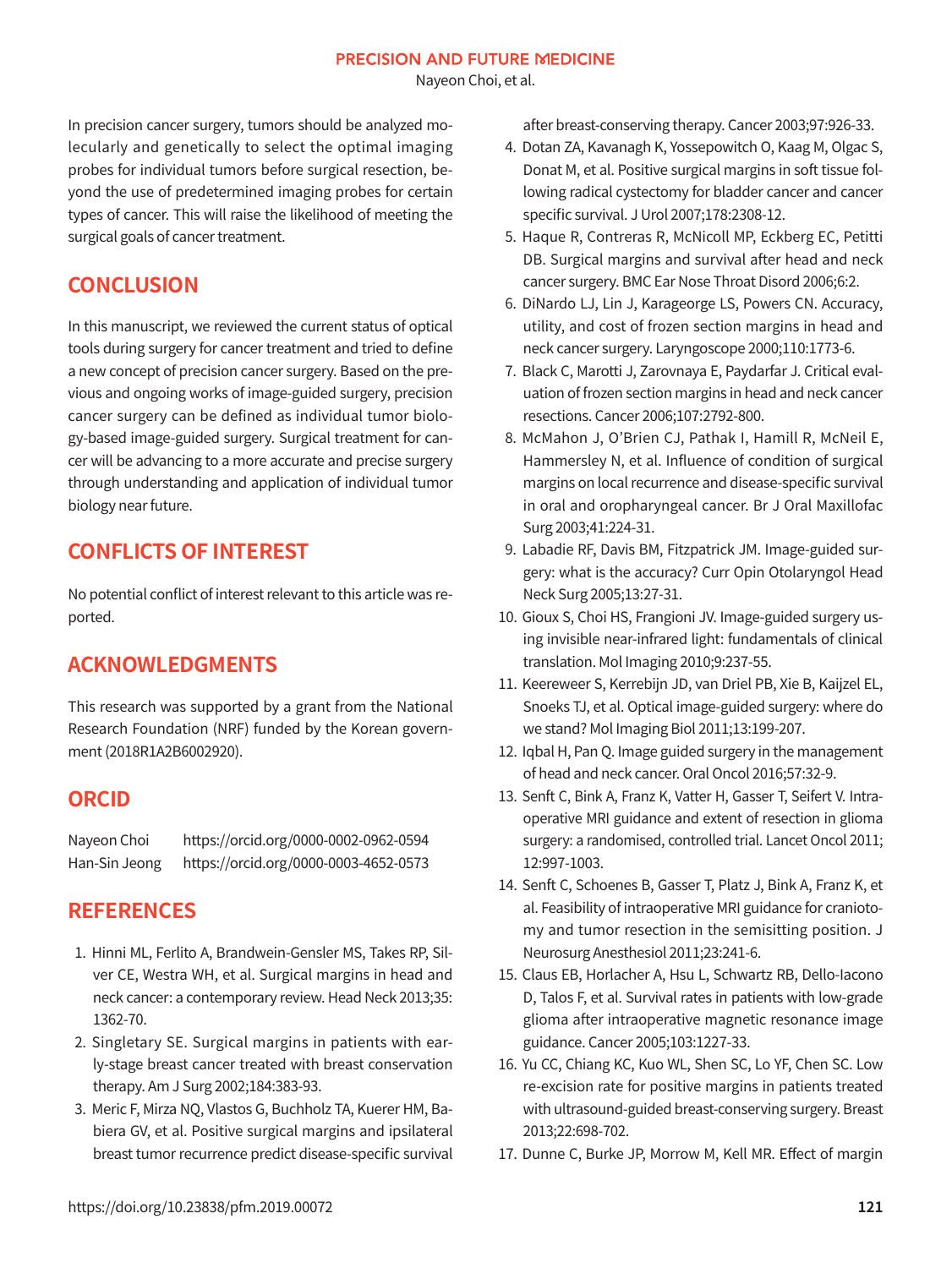In precision cancer surgery, tumors should be analyzed molecularly and genetically to select the optimal imaging probes for individual tumors before surgical resection, beyond the use of predetermined imaging probes for certain types of cancer. This will raise the likelihood of meeting the surgical goals of cancer treatment.

## CONCLUSION

In this manuscript, we reviewed the current status of optical tools during surgery for cancer treatment and tried to define a new concept of precision cancer surgery. Based on the previous and ongoing works of image-guided surgery, precision cancer surgery can be defined as individual tumor biology-based image-guided surgery. Surgical treatment for cancer will be advancing to a more accurate and precise surgery through understanding and application of individual tumor biology near future.

## CONFLICTS OF INTEREST

No potential conflict of interest relevant to this article was reported.

## ACKNOWLEDGMENTS

This research was supported by a grant from the National Research Foundation (NRF) funded by the Korean government (2018R1A2B6002920).

## ORCID

Nayeon Choi https://orcid.org/0000-0002-0962-0594
Han-Sin Jeong https://orcid.org/0000-0003-4652-0573

## REFERENCES

1. Hinni ML, Ferlito A, Brandwein-Gensler MS, Takes RP, Silver CE, Westra WH, et al. Surgical margins in head and neck cancer: a contemporary review. Head Neck 2013;35:1362-70.
2. Singletary SE. Surgical margins in patients with early-stage breast cancer treated with breast conservation therapy. Am J Surg 2002;184:383-93.
3. Meric F, Mirza NQ, Vlastos G, Buchholz TA, Kuerer HM, Babiera GV, et al. Positive surgical margins and ipsilateral breast tumor recurrence predict disease-specific survival after breast-conserving therapy. Cancer 2003;97:926-33.
4. Dotan ZA, Kavanagh K, Yossepowitch O, Kaag M, Olgac S, Donat M, et al. Positive surgical margins in soft tissue following radical cystectomy for bladder cancer and cancer specific survival. J Urol 2007;178:2308-12.
5. Haque R, Contreras R, McNicoll MP, Eckberg EC, Petitti DB. Surgical margins and survival after head and neck cancer surgery. BMC Ear Nose Throat Disord 2006;6:2.
6. DiNardo LJ, Lin J, Karageorge LS, Powers CN. Accuracy, utility, and cost of frozen section margins in head and neck cancer surgery. Laryngoscope 2000;110:1773-6.
7. Black C, Marotti J, Zarovnaya E, Paydarfar J. Critical evaluation of frozen section margins in head and neck cancer resections. Cancer 2006;107:2792-800.
8. McMahon J, O'Brien CJ, Pathak I, Hamill R, McNeil E, Hammersley N, et al. Influence of condition of surgical margins on local recurrence and disease-specific survival in oral and oropharyngeal cancer. Br J Oral Maxillofac Surg 2003;41:224-31.
9. Labadie RF, Davis BM, Fitzpatrick JM. Image-guided surgery: what is the accuracy? Curr Opin Otolaryngol Head Neck Surg 2005;13:27-31.
10. Gioux S, Choi HS, Frangioni JV. Image-guided surgery using invisible near-infrared light: fundamentals of clinical translation. Mol Imaging 2010;9:237-55.
11. Keereweer S, Kerrebijn JD, van Driel PB, Xie B, Kaijzel EL, Snoeks TJ, et al. Optical image-guided surgery: where do we stand? Mol Imaging Biol 2011;13:199-207.
12. Iqbal H, Pan Q. Image guided surgery in the management of head and neck cancer. Oral Oncol 2016;57:32-9.
13. Senft C, Bink A, Franz K, Vatter H, Gasser T, Seifert V. Intraoperative MRI guidance and extent of resection in glioma surgery: a randomised, controlled trial. Lancet Oncol 2011;12:997-1003.
14. Senft C, Schoenes B, Gasser T, Platz J, Bink A, Franz K, et al. Feasibility of intraoperative MRI guidance for craniotomy and tumor resection in the semisitting position. J Neurosurg Anesthesiol 2011;23:241-6.
15. Claus EB, Horlacher A, Hsu L, Schwartz RB, Dello-Iacono D, Talos F, et al. Survival rates in patients with low-grade glioma after intraoperative magnetic resonance image guidance. Cancer 2005;103:1227-33.
16. Yu CC, Chiang KC, Kuo WL, Shen SC, Lo YF, Chen SC. Low re-excision rate for positive margins in patients treated with ultrasound-guided breast-conserving surgery. Breast 2013;22:698-702.
17. Dunne C, Burke JP, Morrow M, Kell MR. Effect of margin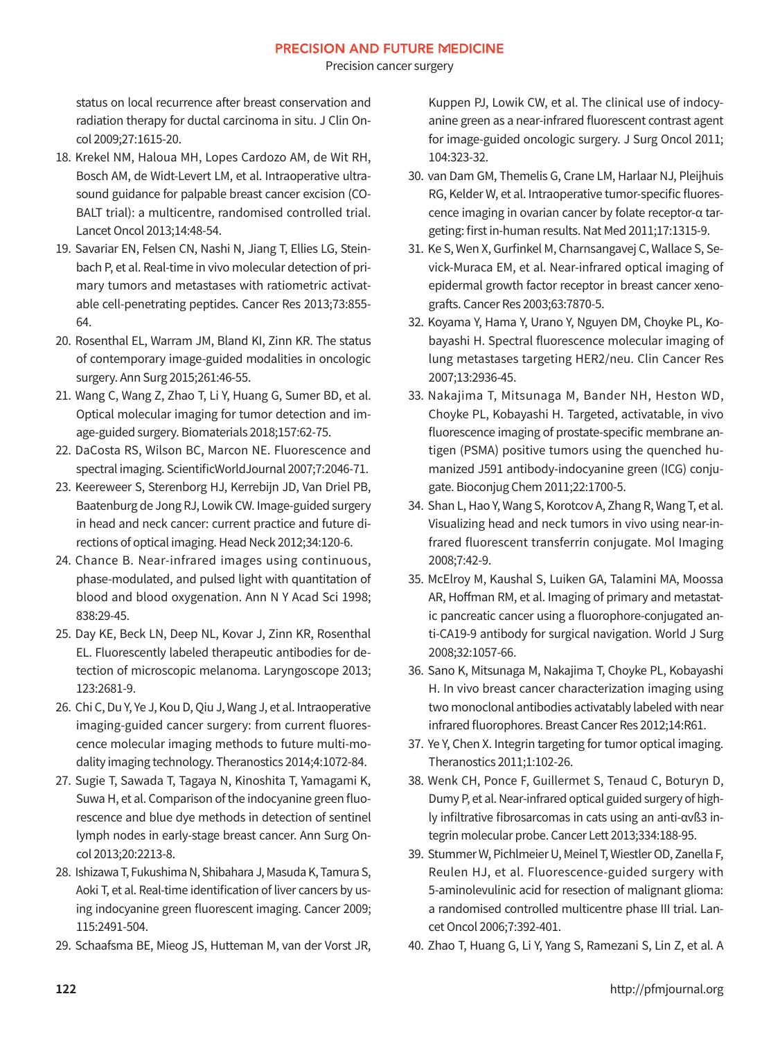status on local recurrence after breast conservation and radiation therapy for ductal carcinoma in situ. J Clin Oncol 2009;27:1615-20.

18. Krekel NM, Haloua MH, Lopes Cardozo AM, de Wit RH, Bosch AM, de Widt-Levert LM, et al. Intraoperative ultrasound guidance for palpable breast cancer excision (COBALT trial): a multicentre, randomised controlled trial. Lancet Oncol 2013;14:48-54.
19. Savariar EN, Felsen CN, Nashi N, Jiang T, Ellies LG, Steinbach P, et al. Real-time in vivo molecular detection of primary tumors and metastases with ratiometric activatable cell-penetrating peptides. Cancer Res 2013;73:855-64.
20. Rosenthal EL, Warram JM, Bland KI, Zinn KR. The status of contemporary image-guided modalities in oncologic surgery. Ann Surg 2015;261:46-55.
21. Wang C, Wang Z, Zhao T, Li Y, Huang G, Sumer BD, et al. Optical molecular imaging for tumor detection and image-guided surgery. Biomaterials 2018;157:62-75.
22. DaCosta RS, Wilson BC, Marcon NE. Fluorescence and spectral imaging. ScientificWorldJournal 2007;7:2046-71.
23. Keereweer S, Sterenborg HJ, Kerrebijn JD, Van Driel PB, Baatenburg de Jong RJ, Lowik CW. Image-guided surgery in head and neck cancer: current practice and future directions of optical imaging. Head Neck 2012;34:120-6.
24. Chance B. Near-infrared images using continuous, phase-modulated, and pulsed light with quantitation of blood and blood oxygenation. Ann N Y Acad Sci 1998; 838:29-45.
25. Day KE, Beck LN, Deep NL, Kovar J, Zinn KR, Rosenthal EL. Fluorescently labeled therapeutic antibodies for detection of microscopic melanoma. Laryngoscope 2013; 123:2681-9.
26. Chi C, Du Y, Ye J, Kou D, Qiu J, Wang J, et al. Intraoperative imaging-guided cancer surgery: from current fluorescence molecular imaging methods to future multi-modality imaging technology. Theranostics 2014;4:1072-84.
27. Sugie T, Sawada T, Tagaya N, Kinoshita T, Yamagami K, Suwa H, et al. Comparison of the indocyanine green fluorescence and blue dye methods in detection of sentinel lymph nodes in early-stage breast cancer. Ann Surg Oncol 2013;20:2213-8.
28. Ishizawa T, Fukushima N, Shibahara J, Masuda K, Tamura S, Aoki T, et al. Real-time identification of liver cancers by using indocyanine green fluorescent imaging. Cancer 2009; 115:2491-504.
29. Schaafsma BE, Mieog JS, Hutteman M, van der Vorst JR, Kuppen PJ, Lowik CW, et al. The clinical use of indocyanine green as a near-infrared fluorescent contrast agent for image-guided oncologic surgery. J Surg Oncol 2011; 104:323-32.
30. van Dam GM, Themelis G, Crane LM, Harlaar NJ, Pleijhuis RG, Kelder W, et al. Intraoperative tumor-specific fluorescence imaging in ovarian cancer by folate receptor-α targeting: first in-human results. Nat Med 2011;17:1315-9.
31. Ke S, Wen X, Gurfinkel M, Charnsangavej C, Wallace S, Sevick-Muraca EM, et al. Near-infrared optical imaging of epidermal growth factor receptor in breast cancer xenografts. Cancer Res 2003;63:7870-5.
32. Koyama Y, Hama Y, Urano Y, Nguyen DM, Choyke PL, Kobayashi H. Spectral fluorescence molecular imaging of lung metastases targeting HER2/neu. Clin Cancer Res 2007;13:2936-45.
33. Nakajima T, Mitsunaga M, Bander NH, Heston WD, Choyke PL, Kobayashi H. Targeted, activatable, in vivo fluorescence imaging of prostate-specific membrane antigen (PSMA) positive tumors using the quenched humanized J591 antibody-indocyanine green (ICG) conjugate. Bioconjug Chem 2011;22:1700-5.
34. Shan L, Hao Y, Wang S, Korotcov A, Zhang R, Wang T, et al. Visualizing head and neck tumors in vivo using near-infrared fluorescent transferrin conjugate. Mol Imaging 2008;7:42-9.
35. McElroy M, Kaushal S, Luiken GA, Talamini MA, Moossa AR, Hoffman RM, et al. Imaging of primary and metastatic pancreatic cancer using a fluorophore-conjugated anti-CA19-9 antibody for surgical navigation. World J Surg 2008;32:1057-66.
36. Sano K, Mitsunaga M, Nakajima T, Choyke PL, Kobayashi H. In vivo breast cancer characterization imaging using two monoclonal antibodies activatably labeled with near infrared fluorophores. Breast Cancer Res 2012;14:R61.
37. Ye Y, Chen X. Integrin targeting for tumor optical imaging. Theranostics 2011;1:102-26.
38. Wenk CH, Ponce F, Guillermet S, Tenaud C, Boturyn D, Dumy P, et al. Near-infrared optical guided surgery of highly infiltrative fibrosarcomas in cats using an anti-αvß3 integrin molecular probe. Cancer Lett 2013;334:188-95.
39. Stummer W, Pichlmeier U, Meinel T, Wiestler OD, Zanella F, Reulen HJ, et al. Fluorescence-guided surgery with 5-aminolevulinic acid for resection of malignant glioma: a randomised controlled multicentre phase III trial. Lancet Oncol 2006;7:392-401.
40. Zhao T, Huang G, Li Y, Yang S, Ramezani S, Lin Z, et al. A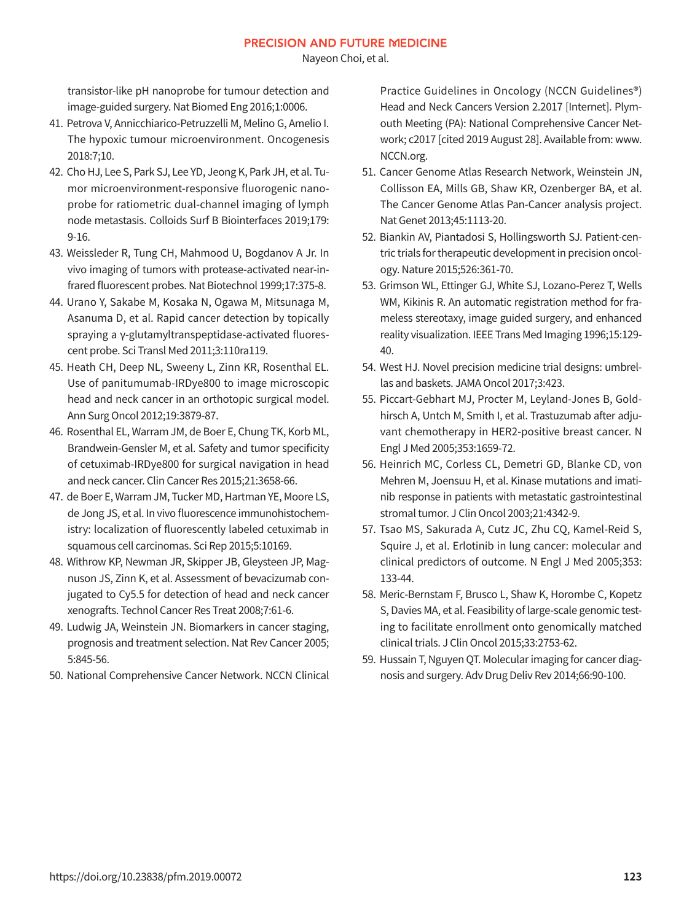transistor-like pH nanoprobe for tumour detection and image-guided surgery. Nat Biomed Eng 2016;1:0006.

41. Petrova V, Annicchiarico-Petruzzelli M, Melino G, Amelio I. The hypoxic tumour microenvironment. Oncogenesis 2018:7;10.
42. Cho HJ, Lee S, Park SJ, Lee YD, Jeong K, Park JH, et al. Tumor microenvironment-responsive fluorogenic nanoprobe for ratiometric dual-channel imaging of lymph node metastasis. Colloids Surf B Biointerfaces 2019;179:9-16.
43. Weissleder R, Tung CH, Mahmood U, Bogdanov A Jr. In vivo imaging of tumors with protease-activated near-infrared fluorescent probes. Nat Biotechnol 1999;17:375-8.
44. Urano Y, Sakabe M, Kosaka N, Ogawa M, Mitsunaga M, Asanuma D, et al. Rapid cancer detection by topically spraying a γ-glutamyltranspeptidase-activated fluorescent probe. Sci Transl Med 2011;3:110ra119.
45. Heath CH, Deep NL, Sweeny L, Zinn KR, Rosenthal EL. Use of panitumumab-IRDye800 to image microscopic head and neck cancer in an orthotopic surgical model. Ann Surg Oncol 2012;19:3879-87.
46. Rosenthal EL, Warram JM, de Boer E, Chung TK, Korb ML, Brandwein-Gensler M, et al. Safety and tumor specificity of cetuximab-IRDye800 for surgical navigation in head and neck cancer. Clin Cancer Res 2015;21:3658-66.
47. de Boer E, Warram JM, Tucker MD, Hartman YE, Moore LS, de Jong JS, et al. In vivo fluorescence immunohistochemistry: localization of fluorescently labeled cetuximab in squamous cell carcinomas. Sci Rep 2015;5:10169.
48. Withrow KP, Newman JR, Skipper JB, Gleysteen JP, Magnuson JS, Zinn K, et al. Assessment of bevacizumab conjugated to Cy5.5 for detection of head and neck cancer xenografts. Technol Cancer Res Treat 2008;7:61-6.
49. Ludwig JA, Weinstein JN. Biomarkers in cancer staging, prognosis and treatment selection. Nat Rev Cancer 2005;5:845-56.
50. National Comprehensive Cancer Network. NCCN Clinical Practice Guidelines in Oncology (NCCN Guidelines®) Head and Neck Cancers Version 2.2017 [Internet]. Plymouth Meeting (PA): National Comprehensive Cancer Network; c2017 [cited 2019 August 28]. Available from: www.NCCN.org.
51. Cancer Genome Atlas Research Network, Weinstein JN, Collisson EA, Mills GB, Shaw KR, Ozenberger BA, et al. The Cancer Genome Atlas Pan-Cancer analysis project. Nat Genet 2013;45:1113-20.
52. Biankin AV, Piantadosi S, Hollingsworth SJ. Patient-centric trials for therapeutic development in precision oncology. Nature 2015;526:361-70.
53. Grimson WL, Ettinger GJ, White SJ, Lozano-Perez T, Wells WM, Kikinis R. An automatic registration method for frameless stereotaxy, image guided surgery, and enhanced reality visualization. IEEE Trans Med Imaging 1996;15:129-40.
54. West HJ. Novel precision medicine trial designs: umbrellas and baskets. JAMA Oncol 2017;3:423.
55. Piccart-Gebhart MJ, Procter M, Leyland-Jones B, Goldhirsch A, Untch M, Smith I, et al. Trastuzumab after adjuvant chemotherapy in HER2-positive breast cancer. N Engl J Med 2005;353:1659-72.
56. Heinrich MC, Corless CL, Demetri GD, Blanke CD, von Mehren M, Joensuu H, et al. Kinase mutations and imatinib response in patients with metastatic gastrointestinal stromal tumor. J Clin Oncol 2003;21:4342-9.
57. Tsao MS, Sakurada A, Cutz JC, Zhu CQ, Kamel-Reid S, Squire J, et al. Erlotinib in lung cancer: molecular and clinical predictors of outcome. N Engl J Med 2005;353:133-44.
58. Meric-Bernstam F, Brusco L, Shaw K, Horombe C, Kopetz S, Davies MA, et al. Feasibility of large-scale genomic testing to facilitate enrollment onto genomically matched clinical trials. J Clin Oncol 2015;33:2753-62.
59. Hussain T, Nguyen QT. Molecular imaging for cancer diagnosis and surgery. Adv Drug Deliv Rev 2014;66:90-100.